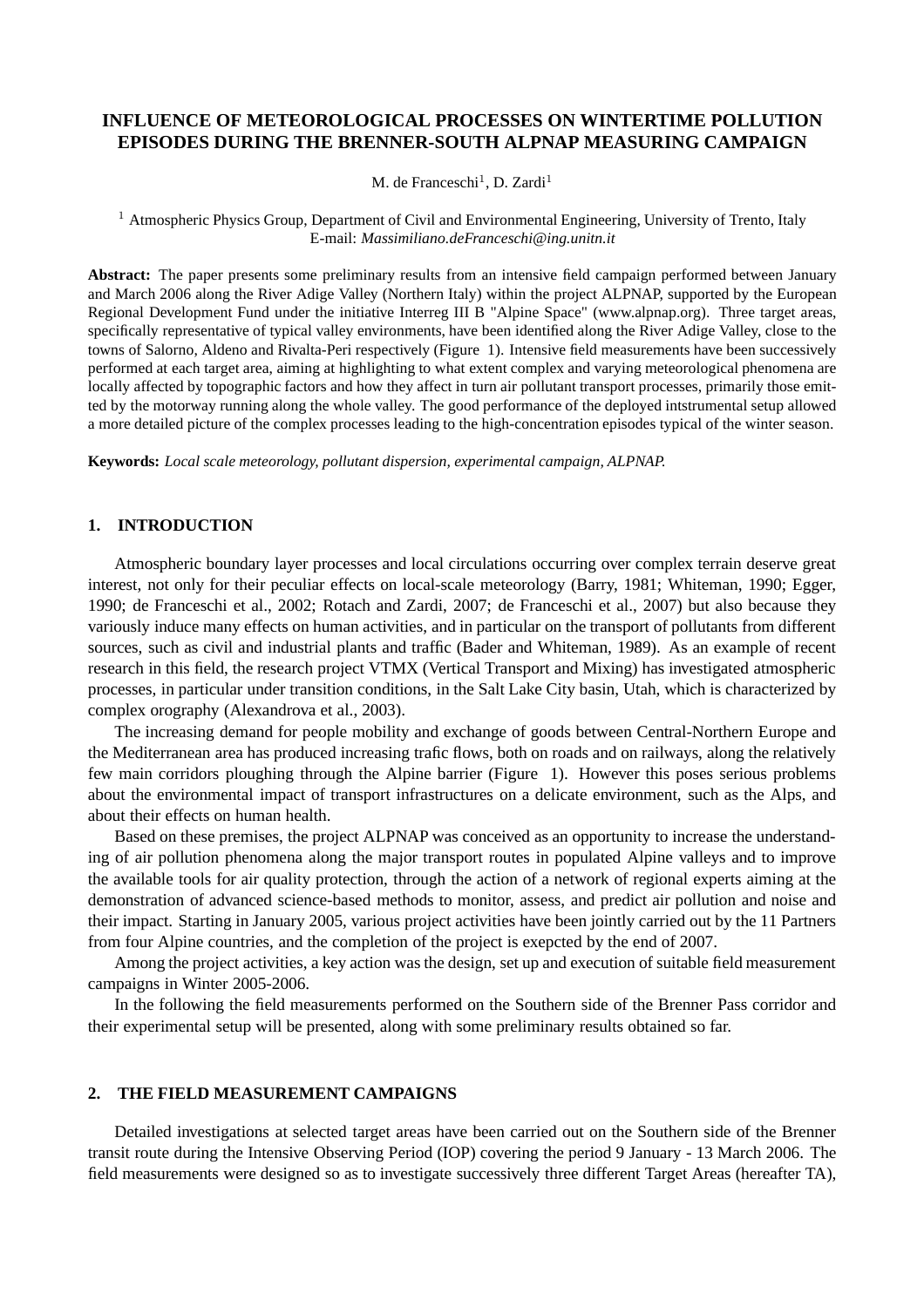# INFLUENCE OF METEOROLOGICAL PROCESSES ON WINTERTIME POLLUTION EPISODES DURING THE BRENNER-SOUTH ALPNAP MEASURING CAMPAIGN

M. de Franceschi[1], D. Zardi[1]

[1] Atmospheric Physics Group, Department of Civil and Environmental Engineering, University of Trento, Italy
E-mail: *Massimiliano.deFranceschi@ing.unitn.it*

**Abstract:** The paper presents some preliminary results from an intensive field campaign performed between January and March 2006 along the River Adige Valley (Northern Italy) within the project ALPNAP, supported by the European Regional Development Fund under the initiative Interreg III B "Alpine Space" (www.alpnap.org). Three target areas, specifically representative of typical valley environments, have been identified along the River Adige Valley, close to the towns of Salorno, Aldeno and Rivalta-Peri respectively (Figure 1). Intensive field measurements have been successively performed at each target area, aiming at highlighting to what extent complex and varying meteorological phenomena are locally affected by topographic factors and how they affect in turn air pollutant transport processes, primarily those emitted by the motorway running along the whole valley. The good performance of the deployed intstrumental setup allowed a more detailed picture of the complex processes leading to the high-concentration episodes typical of the winter season.

**Keywords:** *Local scale meteorology, pollutant dispersion, experimental campaign, ALPNAP.*

## 1. INTRODUCTION

Atmospheric boundary layer processes and local circulations occurring over complex terrain deserve great interest, not only for their peculiar effects on local-scale meteorology (Barry, 1981; Whiteman, 1990; Egger, 1990; de Franceschi et al., 2002; Rotach and Zardi, 2007; de Franceschi et al., 2007) but also because they variously induce many effects on human activities, and in particular on the transport of pollutants from different sources, such as civil and industrial plants and traffic (Bader and Whiteman, 1989). As an example of recent research in this field, the research project VTMX (Vertical Transport and Mixing) has investigated atmospheric processes, in particular under transition conditions, in the Salt Lake City basin, Utah, which is characterized by complex orography (Alexandrova et al., 2003).

The increasing demand for people mobility and exchange of goods between Central-Northern Europe and the Mediterranean area has produced increasing trafic flows, both on roads and on railways, along the relatively few main corridors ploughing through the Alpine barrier (Figure 1). However this poses serious problems about the environmental impact of transport infrastructures on a delicate environment, such as the Alps, and about their effects on human health.

Based on these premises, the project ALPNAP was conceived as an opportunity to increase the understanding of air pollution phenomena along the major transport routes in populated Alpine valleys and to improve the available tools for air quality protection, through the action of a network of regional experts aiming at the demonstration of advanced science-based methods to monitor, assess, and predict air pollution and noise and their impact. Starting in January 2005, various project activities have been jointly carried out by the 11 Partners from four Alpine countries, and the completion of the project is exepcted by the end of 2007.

Among the project activities, a key action was the design, set up and execution of suitable field measurement campaigns in Winter 2005-2006.

In the following the field measurements performed on the Southern side of the Brenner Pass corridor and their experimental setup will be presented, along with some preliminary results obtained so far.

## 2. THE FIELD MEASUREMENT CAMPAIGNS

Detailed investigations at selected target areas have been carried out on the Southern side of the Brenner transit route during the Intensive Observing Period (IOP) covering the period 9 January - 13 March 2006. The field measurements were designed so as to investigate successively three different Target Areas (hereafter TA),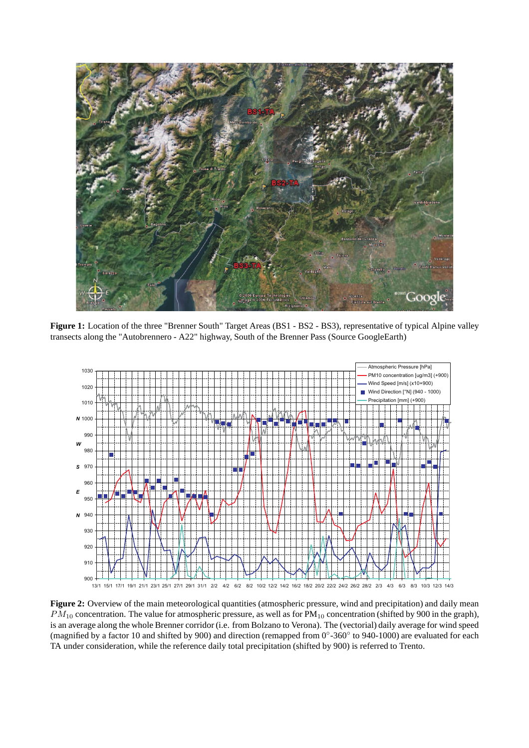**Figure 1:** Location of the three "Brenner South" Target Areas (BS1 - BS2 - BS3), representative of typical Alpine valley transects along the "Autobrennero - A22" highway, South of the Brenner Pass (Source GoogleEarth)

**Figure 2:** Overview of the main meteorological quantities (atmospheric pressure, wind and precipitation) and daily mean $PM_{10}$ concentration. The value for atmospheric pressure, as well as for $PM_{10}$ concentration (shifted by 900 in the graph), is an average along the whole Brenner corridor (i.e. from Bolzano to Verona). The (vectorial) daily average for wind speed (magnified by a factor 10 and shifted by 900) and direction (remapped from $0°$-$360°$ to 940-1000) are evaluated for each TA under consideration, while the reference daily total precipitation (shifted by 900) is referred to Trento.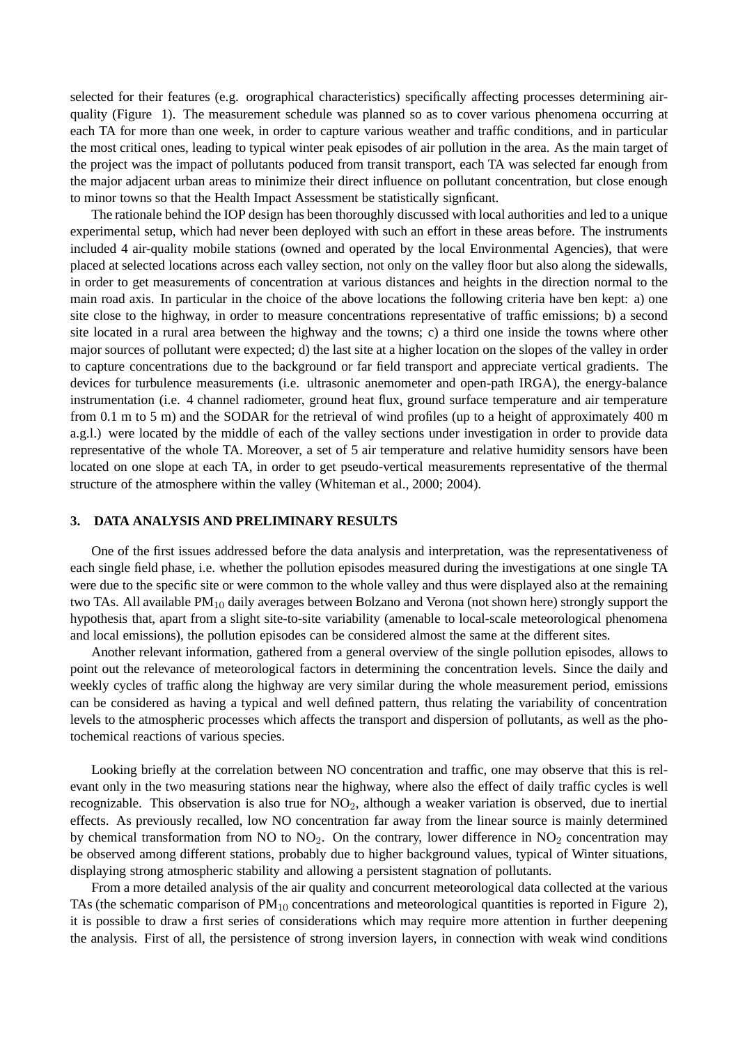selected for their features (e.g. orographical characteristics) specifically affecting processes determining air-quality (Figure 1). The measurement schedule was planned so as to cover various phenomena occurring at each TA for more than one week, in order to capture various weather and traffic conditions, and in particular the most critical ones, leading to typical winter peak episodes of air pollution in the area. As the main target of the project was the impact of pollutants poduced from transit transport, each TA was selected far enough from the major adjacent urban areas to minimize their direct influence on pollutant concentration, but close enough to minor towns so that the Health Impact Assessment be statistically signficant.

The rationale behind the IOP design has been thoroughly discussed with local authorities and led to a unique experimental setup, which had never been deployed with such an effort in these areas before. The instruments included 4 air-quality mobile stations (owned and operated by the local Environmental Agencies), that were placed at selected locations across each valley section, not only on the valley floor but also along the sidewalls, in order to get measurements of concentration at various distances and heights in the direction normal to the main road axis. In particular in the choice of the above locations the following criteria have ben kept: a) one site close to the highway, in order to measure concentrations representative of traffic emissions; b) a second site located in a rural area between the highway and the towns; c) a third one inside the towns where other major sources of pollutant were expected; d) the last site at a higher location on the slopes of the valley in order to capture concentrations due to the background or far field transport and appreciate vertical gradients. The devices for turbulence measurements (i.e. ultrasonic anemometer and open-path IRGA), the energy-balance instrumentation (i.e. 4 channel radiometer, ground heat flux, ground surface temperature and air temperature from 0.1 m to 5 m) and the SODAR for the retrieval of wind profiles (up to a height of approximately 400 m a.g.l.) were located by the middle of each of the valley sections under investigation in order to provide data representative of the whole TA. Moreover, a set of 5 air temperature and relative humidity sensors have been located on one slope at each TA, in order to get pseudo-vertical measurements representative of the thermal structure of the atmosphere within the valley (Whiteman et al., 2000; 2004).

## 3. DATA ANALYSIS AND PRELIMINARY RESULTS

One of the first issues addressed before the data analysis and interpretation, was the representativeness of each single field phase, i.e. whether the pollution episodes measured during the investigations at one single TA were due to the specific site or were common to the whole valley and thus were displayed also at the remaining two TAs. All available $PM_{10}$ daily averages between Bolzano and Verona (not shown here) strongly support the hypothesis that, apart from a slight site-to-site variability (amenable to local-scale meteorological phenomena and local emissions), the pollution episodes can be considered almost the same at the different sites.

Another relevant information, gathered from a general overview of the single pollution episodes, allows to point out the relevance of meteorological factors in determining the concentration levels. Since the daily and weekly cycles of traffic along the highway are very similar during the whole measurement period, emissions can be considered as having a typical and well defined pattern, thus relating the variability of concentration levels to the atmospheric processes which affects the transport and dispersion of pollutants, as well as the photochemical reactions of various species.

Looking briefly at the correlation between NO concentration and traffic, one may observe that this is relevant only in the two measuring stations near the highway, where also the effect of daily traffic cycles is well recognizable. This observation is also true for $NO_2$, although a weaker variation is observed, due to inertial effects. As previously recalled, low NO concentration far away from the linear source is mainly determined by chemical transformation from NO to $NO_2$. On the contrary, lower difference in $NO_2$ concentration may be observed among different stations, probably due to higher background values, typical of Winter situations, displaying strong atmospheric stability and allowing a persistent stagnation of pollutants.

From a more detailed analysis of the air quality and concurrent meteorological data collected at the various TAs (the schematic comparison of $PM_{10}$ concentrations and meteorological quantities is reported in Figure 2), it is possible to draw a first series of considerations which may require more attention in further deepening the analysis. First of all, the persistence of strong inversion layers, in connection with weak wind conditions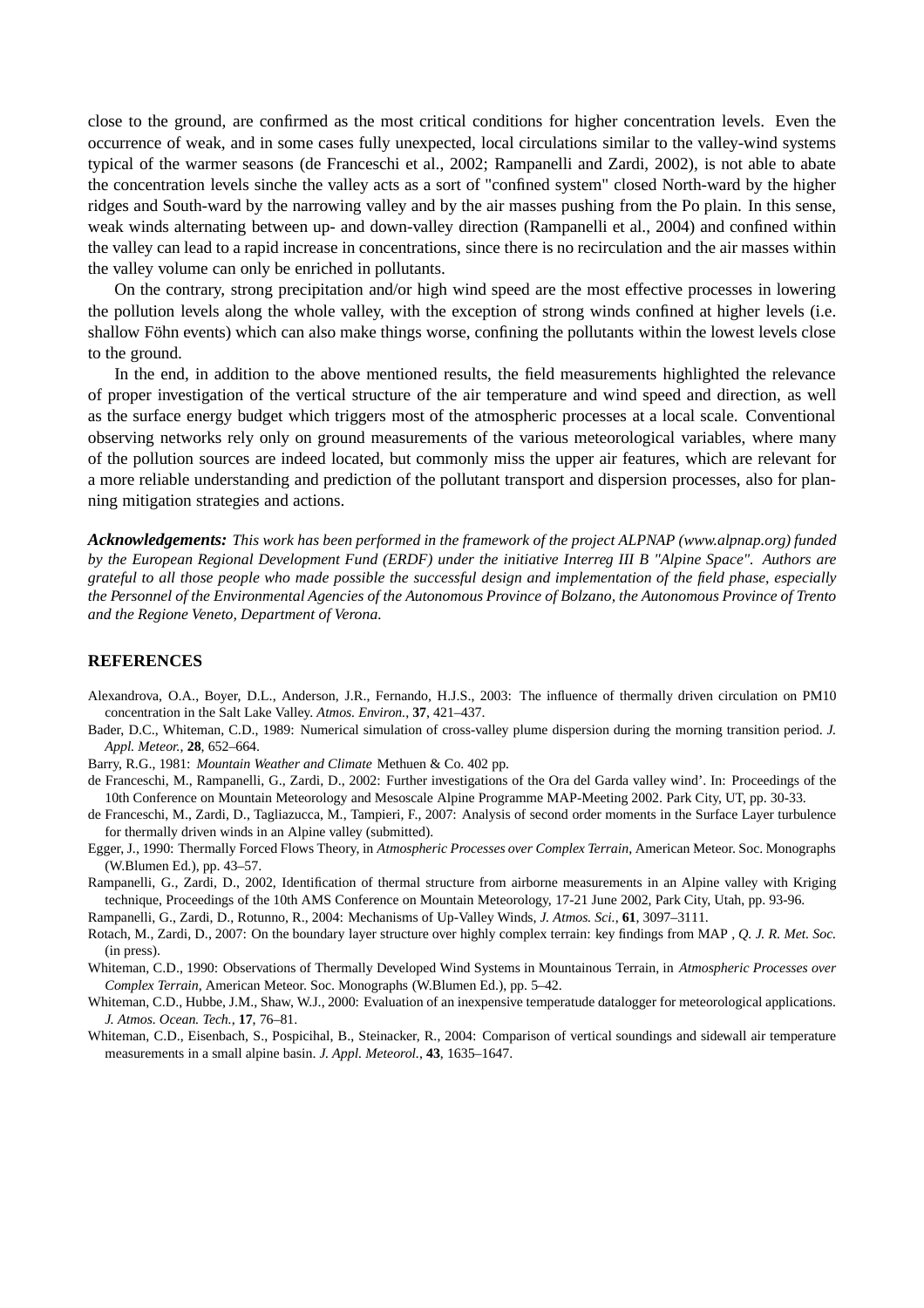close to the ground, are confirmed as the most critical conditions for higher concentration levels. Even the occurrence of weak, and in some cases fully unexpected, local circulations similar to the valley-wind systems typical of the warmer seasons (de Franceschi et al., 2002; Rampanelli and Zardi, 2002), is not able to abate the concentration levels sinche the valley acts as a sort of "confined system" closed North-ward by the higher ridges and South-ward by the narrowing valley and by the air masses pushing from the Po plain. In this sense, weak winds alternating between up- and down-valley direction (Rampanelli et al., 2004) and confined within the valley can lead to a rapid increase in concentrations, since there is no recirculation and the air masses within the valley volume can only be enriched in pollutants.

On the contrary, strong precipitation and/or high wind speed are the most effective processes in lowering the pollution levels along the whole valley, with the exception of strong winds confined at higher levels (i.e. shallow Föhn events) which can also make things worse, confining the pollutants within the lowest levels close to the ground.

In the end, in addition to the above mentioned results, the field measurements highlighted the relevance of proper investigation of the vertical structure of the air temperature and wind speed and direction, as well as the surface energy budget which triggers most of the atmospheric processes at a local scale. Conventional observing networks rely only on ground measurements of the various meteorological variables, where many of the pollution sources are indeed located, but commonly miss the upper air features, which are relevant for a more reliable understanding and prediction of the pollutant transport and dispersion processes, also for planning mitigation strategies and actions.

***Acknowledgements:*** *This work has been performed in the framework of the project ALPNAP (www.alpnap.org) funded by the European Regional Development Fund (ERDF) under the initiative Interreg III B "Alpine Space". Authors are grateful to all those people who made possible the successful design and implementation of the field phase, especially the Personnel of the Environmental Agencies of the Autonomous Province of Bolzano, the Autonomous Province of Trento and the Regione Veneto, Department of Verona.*

## REFERENCES

Alexandrova, O.A., Boyer, D.L., Anderson, J.R., Fernando, H.J.S., 2003: The influence of thermally driven circulation on PM10 concentration in the Salt Lake Valley. *Atmos. Environ.*, **37**, 421–437.

Bader, D.C., Whiteman, C.D., 1989: Numerical simulation of cross-valley plume dispersion during the morning transition period. *J. Appl. Meteor.*, **28**, 652–664.

Barry, R.G., 1981: *Mountain Weather and Climate* Methuen & Co. 402 pp.

de Franceschi, M., Rampanelli, G., Zardi, D., 2002: Further investigations of the Ora del Garda valley wind'. In: Proceedings of the 10th Conference on Mountain Meteorology and Mesoscale Alpine Programme MAP-Meeting 2002. Park City, UT, pp. 30-33.

de Franceschi, M., Zardi, D., Tagliazucca, M., Tampieri, F., 2007: Analysis of second order moments in the Surface Layer turbulence for thermally driven winds in an Alpine valley (submitted).

Egger, J., 1990: Thermally Forced Flows Theory, in *Atmospheric Processes over Complex Terrain*, American Meteor. Soc. Monographs (W.Blumen Ed.), pp. 43–57.

Rampanelli, G., Zardi, D., 2002, Identification of thermal structure from airborne measurements in an Alpine valley with Kriging technique, Proceedings of the 10th AMS Conference on Mountain Meteorology, 17-21 June 2002, Park City, Utah, pp. 93-96.

Rampanelli, G., Zardi, D., Rotunno, R., 2004: Mechanisms of Up-Valley Winds, *J. Atmos. Sci.*, **61**, 3097–3111.

Rotach, M., Zardi, D., 2007: On the boundary layer structure over highly complex terrain: key findings from MAP , *Q. J. R. Met. Soc.* (in press).

Whiteman, C.D., 1990: Observations of Thermally Developed Wind Systems in Mountainous Terrain, in *Atmospheric Processes over Complex Terrain*, American Meteor. Soc. Monographs (W.Blumen Ed.), pp. 5–42.

Whiteman, C.D., Hubbe, J.M., Shaw, W.J., 2000: Evaluation of an inexpensive temperatude datalogger for meteorological applications. *J. Atmos. Ocean. Tech.*, **17**, 76–81.

Whiteman, C.D., Eisenbach, S., Pospicihal, B., Steinacker, R., 2004: Comparison of vertical soundings and sidewall air temperature measurements in a small alpine basin. *J. Appl. Meteorol.*, **43**, 1635–1647.